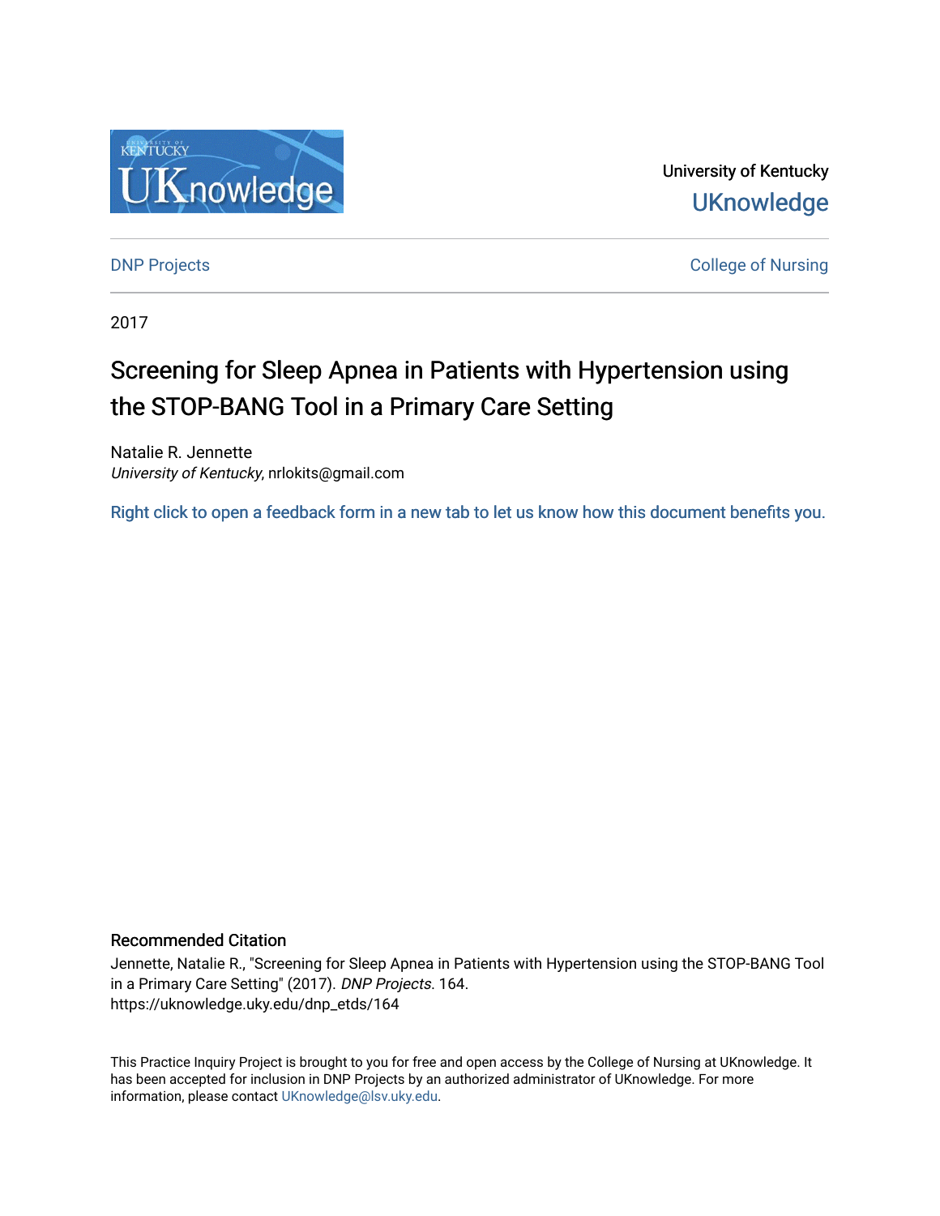University of Kentucky

UKnowledge

DNP Projects

College of Nursing

2017

# Screening for Sleep Apnea in Patients with Hypertension using the STOP-BANG Tool in a Primary Care Setting

Natalie R. Jennette
*University of Kentucky*, nrlokits@gmail.com

Right click to open a feedback form in a new tab to let us know how this document benefits you.

## Recommended Citation

Jennette, Natalie R., "Screening for Sleep Apnea in Patients with Hypertension using the STOP-BANG Tool in a Primary Care Setting" (2017). *DNP Projects*. 164.
https://uknowledge.uky.edu/dnp_etds/164

This Practice Inquiry Project is brought to you for free and open access by the College of Nursing at UKnowledge. It has been accepted for inclusion in DNP Projects by an authorized administrator of UKnowledge. For more information, please contact UKnowledge@lsv.uky.edu.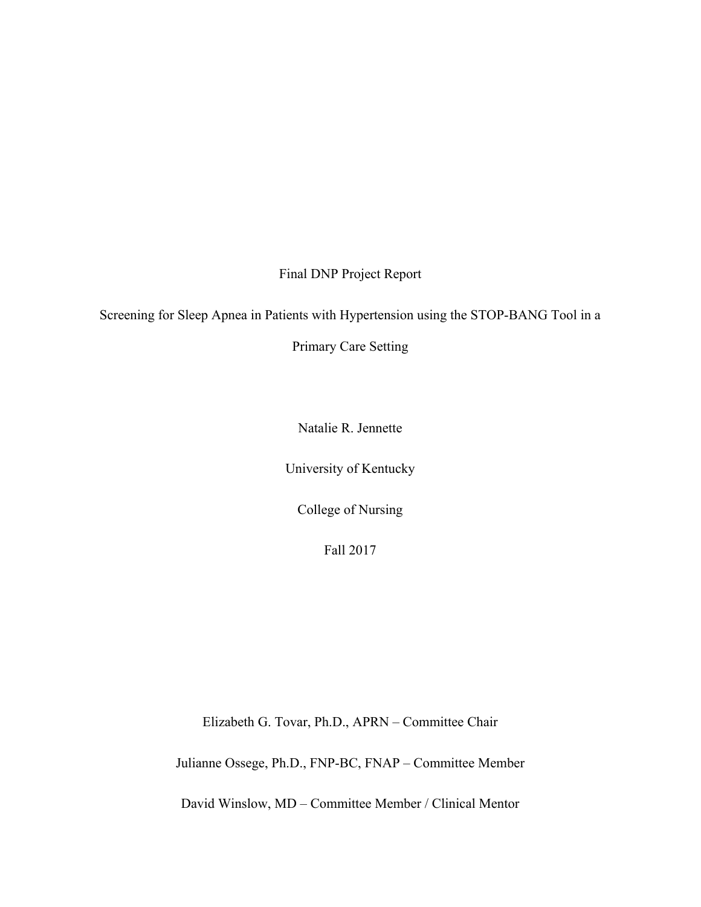Final DNP Project Report

Screening for Sleep Apnea in Patients with Hypertension using the STOP-BANG Tool in a Primary Care Setting

Natalie R. Jennette

University of Kentucky

College of Nursing

Fall 2017

Elizabeth G. Tovar, Ph.D., APRN – Committee Chair

Julianne Ossege, Ph.D., FNP-BC, FNAP – Committee Member

David Winslow, MD – Committee Member / Clinical Mentor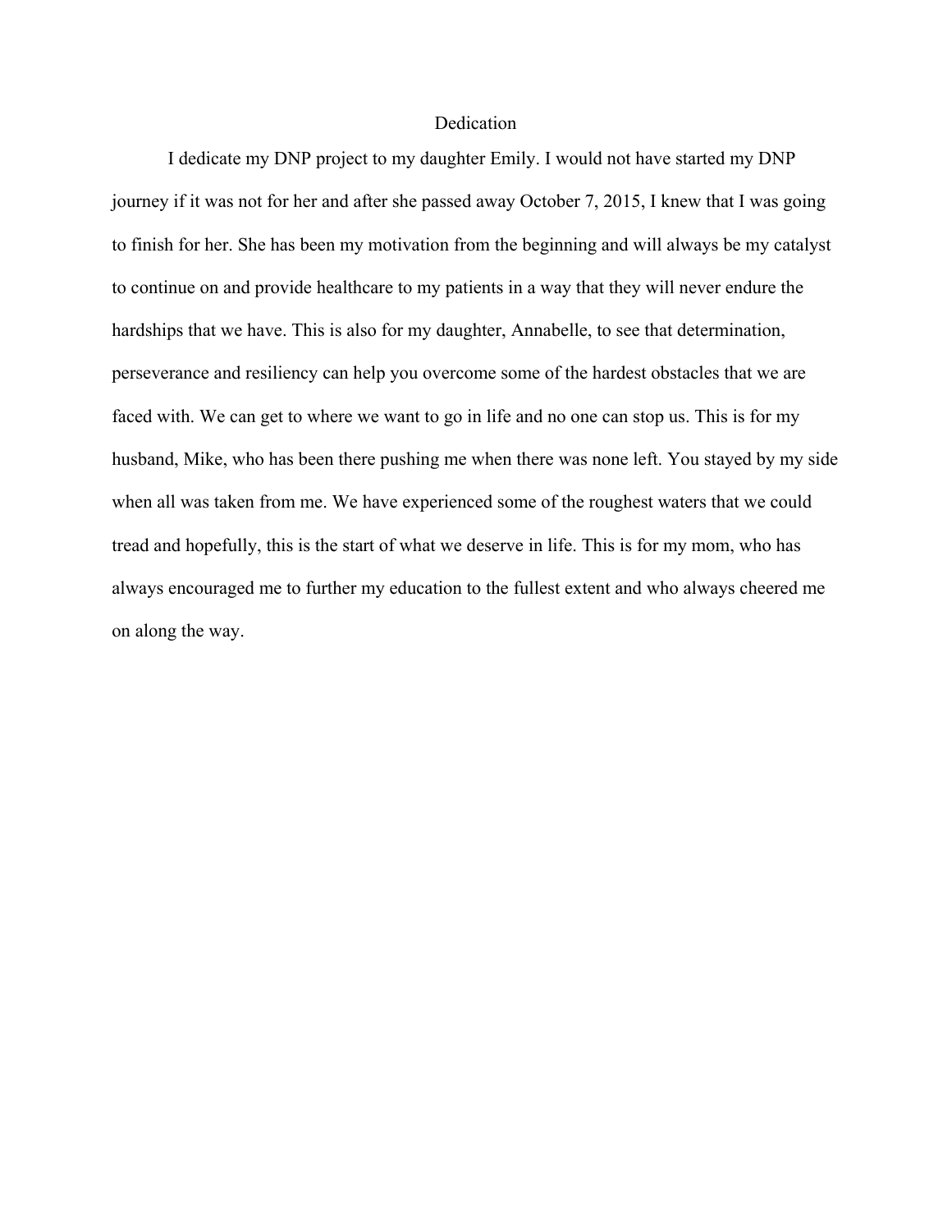# Dedication

I dedicate my DNP project to my daughter Emily. I would not have started my DNP journey if it was not for her and after she passed away October 7, 2015, I knew that I was going to finish for her. She has been my motivation from the beginning and will always be my catalyst to continue on and provide healthcare to my patients in a way that they will never endure the hardships that we have. This is also for my daughter, Annabelle, to see that determination, perseverance and resiliency can help you overcome some of the hardest obstacles that we are faced with. We can get to where we want to go in life and no one can stop us. This is for my husband, Mike, who has been there pushing me when there was none left. You stayed by my side when all was taken from me. We have experienced some of the roughest waters that we could tread and hopefully, this is the start of what we deserve in life. This is for my mom, who has always encouraged me to further my education to the fullest extent and who always cheered me on along the way.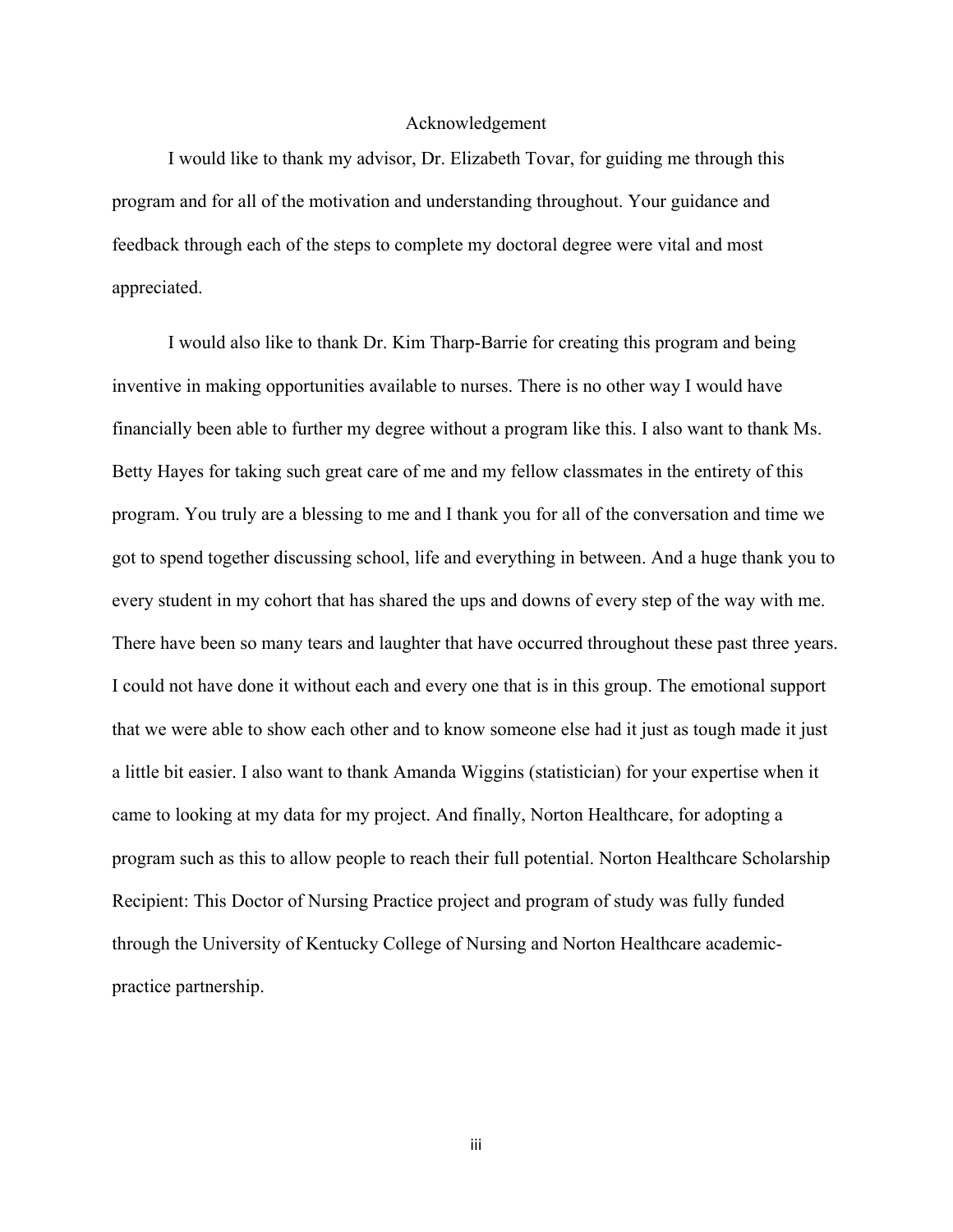# Acknowledgement

I would like to thank my advisor, Dr. Elizabeth Tovar, for guiding me through this program and for all of the motivation and understanding throughout. Your guidance and feedback through each of the steps to complete my doctoral degree were vital and most appreciated.

I would also like to thank Dr. Kim Tharp-Barrie for creating this program and being inventive in making opportunities available to nurses. There is no other way I would have financially been able to further my degree without a program like this. I also want to thank Ms. Betty Hayes for taking such great care of me and my fellow classmates in the entirety of this program. You truly are a blessing to me and I thank you for all of the conversation and time we got to spend together discussing school, life and everything in between. And a huge thank you to every student in my cohort that has shared the ups and downs of every step of the way with me. There have been so many tears and laughter that have occurred throughout these past three years. I could not have done it without each and every one that is in this group. The emotional support that we were able to show each other and to know someone else had it just as tough made it just a little bit easier. I also want to thank Amanda Wiggins (statistician) for your expertise when it came to looking at my data for my project. And finally, Norton Healthcare, for adopting a program such as this to allow people to reach their full potential. Norton Healthcare Scholarship Recipient: This Doctor of Nursing Practice project and program of study was fully funded through the University of Kentucky College of Nursing and Norton Healthcare academic-practice partnership.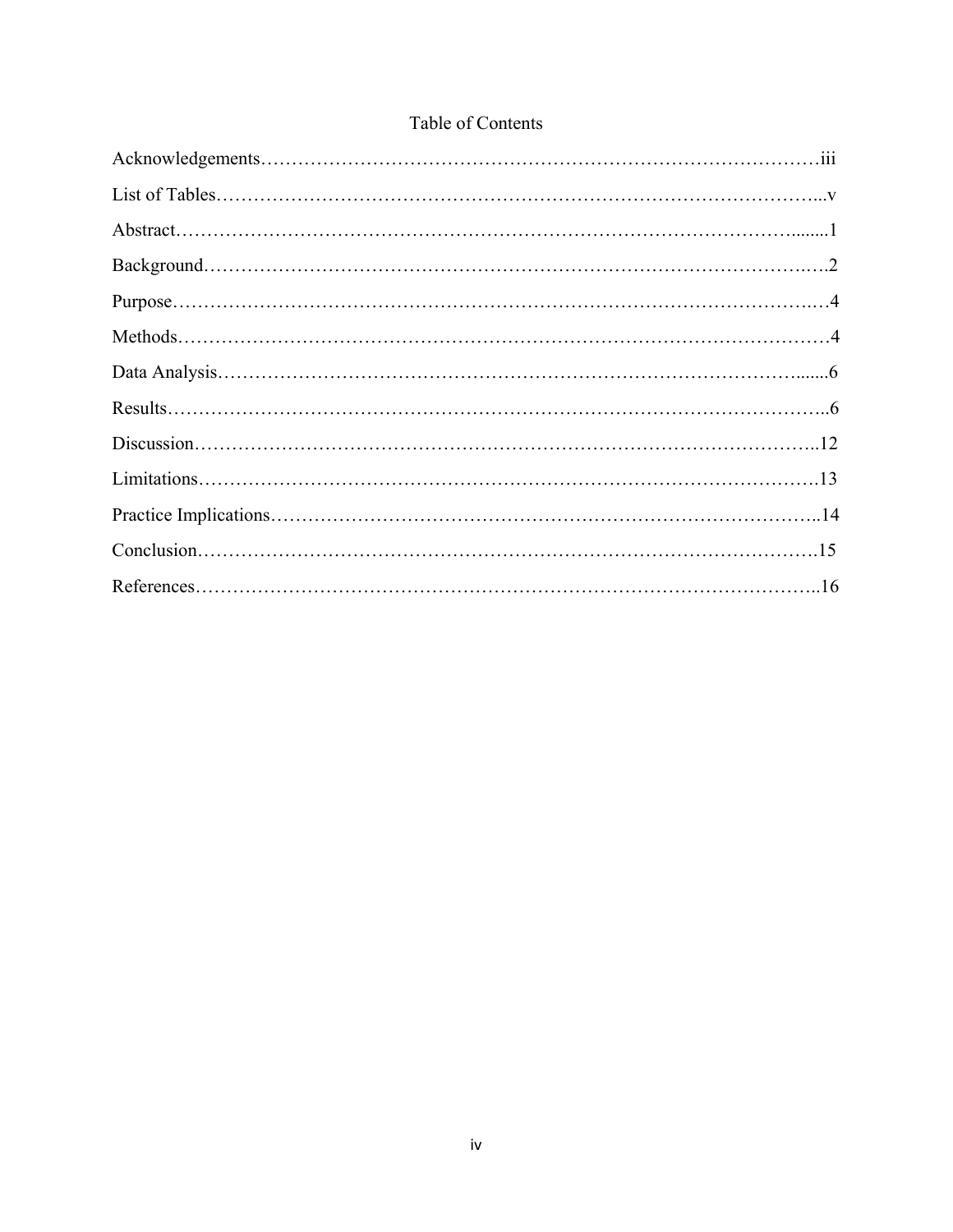# Table of Contents

Acknowledgements……………………………………………………………………………iii

List of Tables…………………………………………………………………………………...v

Abstract…………………………………………………………………………………........1

Background………………………………………………………………………………….….2

Purpose……………………………………………………………………………………….…4

Methods…………………………………………………………………………………………4

Data Analysis……………………………………………………………………………........6

Results…………………………………………………………………………………………..6

Discussion……………………………………………………………………………………..12

Limitations…………………………………………………………………………………….13

Practice Implications…………………………………………………………………………..14

Conclusion…………………………………………………………………………………….15

References……………………………………………………………………………………..16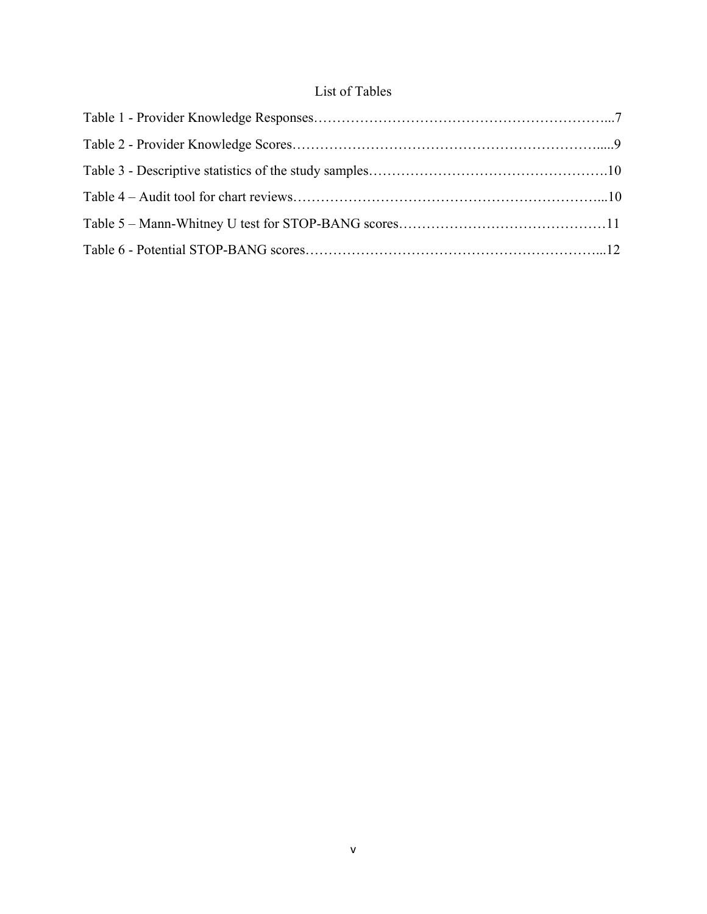# List of Tables

Table 1 - Provider Knowledge Responses………………………………………………………...7

Table 2 - Provider Knowledge Scores……………………………………………………….....9

Table 3 - Descriptive statistics of the study samples…………………………………………….10

Table 4 – Audit tool for chart reviews…………………………………………………………...10

Table 5 – Mann-Whitney U test for STOP-BANG scores………………………………………11

Table 6 - Potential STOP-BANG scores………………………………………………………...12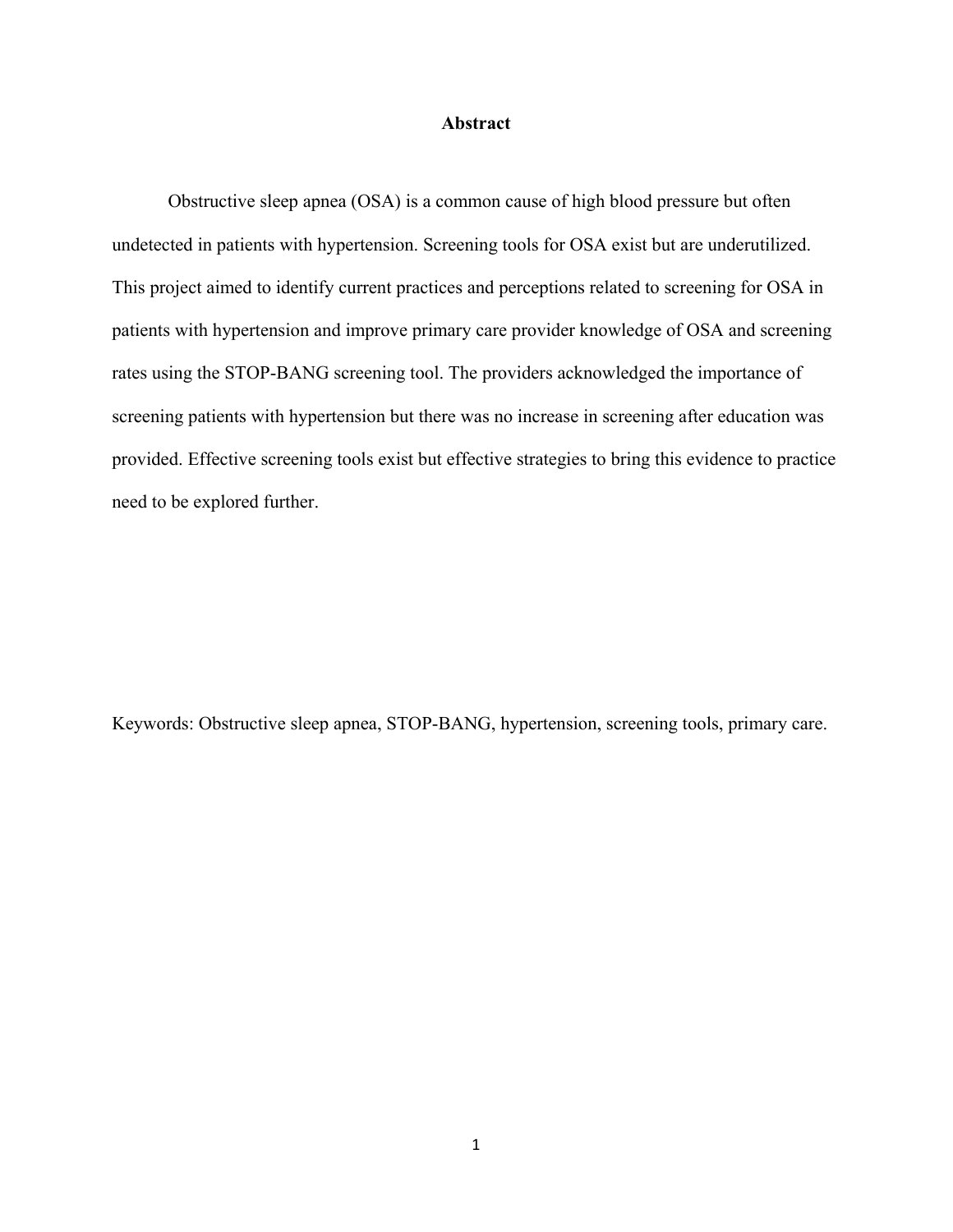# Abstract

Obstructive sleep apnea (OSA) is a common cause of high blood pressure but often undetected in patients with hypertension. Screening tools for OSA exist but are underutilized. This project aimed to identify current practices and perceptions related to screening for OSA in patients with hypertension and improve primary care provider knowledge of OSA and screening rates using the STOP-BANG screening tool. The providers acknowledged the importance of screening patients with hypertension but there was no increase in screening after education was provided. Effective screening tools exist but effective strategies to bring this evidence to practice need to be explored further.

Keywords: Obstructive sleep apnea, STOP-BANG, hypertension, screening tools, primary care.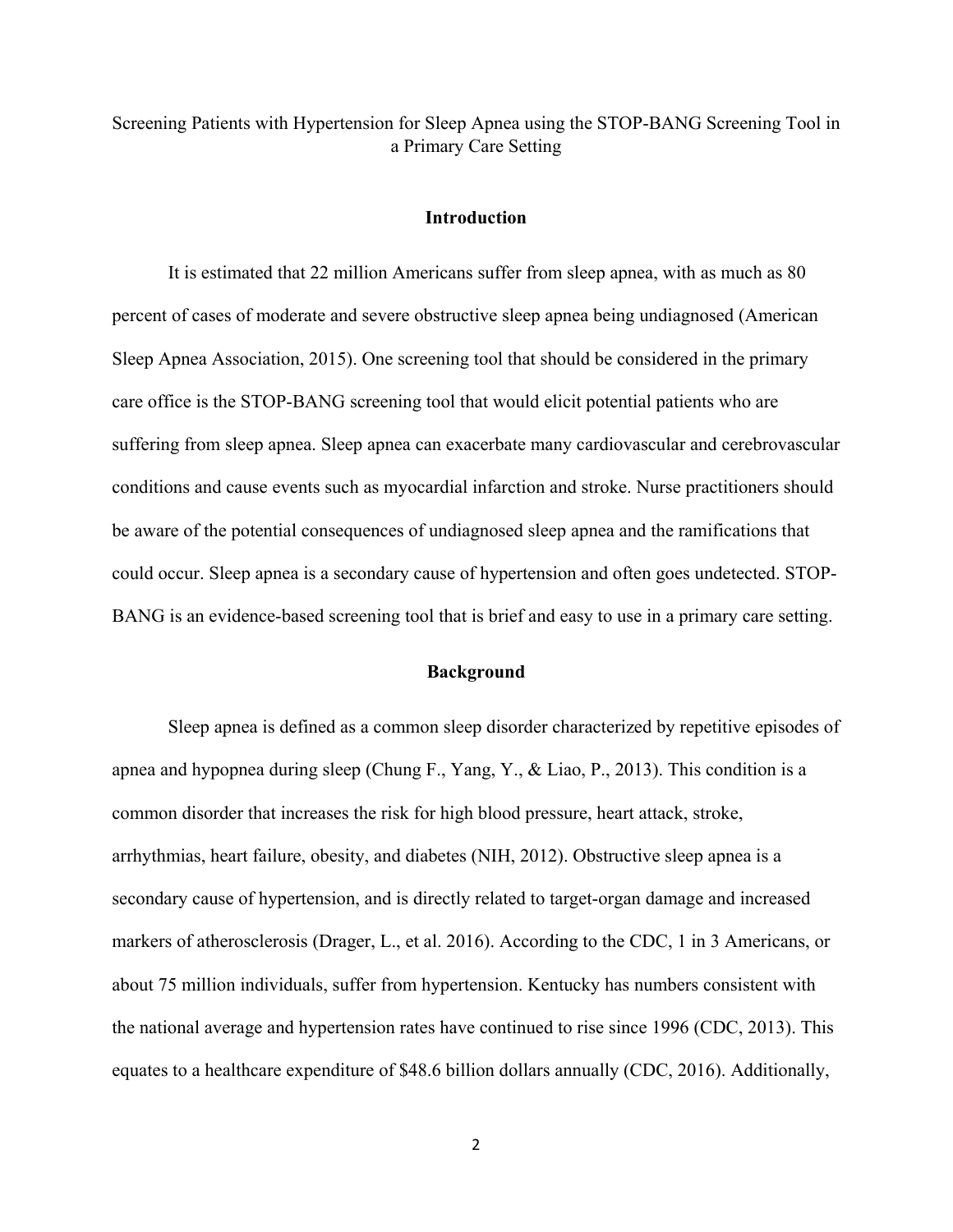Screening Patients with Hypertension for Sleep Apnea using the STOP-BANG Screening Tool in a Primary Care Setting

## Introduction

It is estimated that 22 million Americans suffer from sleep apnea, with as much as 80 percent of cases of moderate and severe obstructive sleep apnea being undiagnosed (American Sleep Apnea Association, 2015). One screening tool that should be considered in the primary care office is the STOP-BANG screening tool that would elicit potential patients who are suffering from sleep apnea. Sleep apnea can exacerbate many cardiovascular and cerebrovascular conditions and cause events such as myocardial infarction and stroke. Nurse practitioners should be aware of the potential consequences of undiagnosed sleep apnea and the ramifications that could occur. Sleep apnea is a secondary cause of hypertension and often goes undetected. STOP-BANG is an evidence-based screening tool that is brief and easy to use in a primary care setting.

## Background

Sleep apnea is defined as a common sleep disorder characterized by repetitive episodes of apnea and hypopnea during sleep (Chung F., Yang, Y., & Liao, P., 2013). This condition is a common disorder that increases the risk for high blood pressure, heart attack, stroke, arrhythmias, heart failure, obesity, and diabetes (NIH, 2012). Obstructive sleep apnea is a secondary cause of hypertension, and is directly related to target-organ damage and increased markers of atherosclerosis (Drager, L., et al. 2016). According to the CDC, 1 in 3 Americans, or about 75 million individuals, suffer from hypertension. Kentucky has numbers consistent with the national average and hypertension rates have continued to rise since 1996 (CDC, 2013). This equates to a healthcare expenditure of $48.6 billion dollars annually (CDC, 2016). Additionally,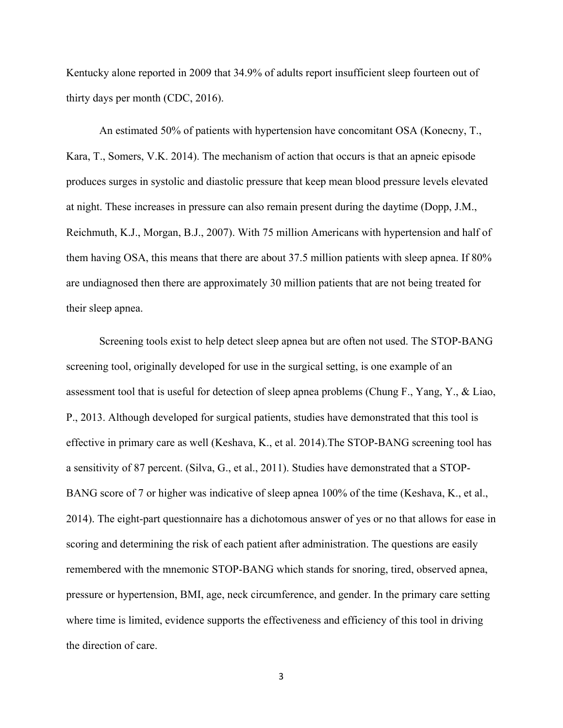Kentucky alone reported in 2009 that 34.9% of adults report insufficient sleep fourteen out of thirty days per month (CDC, 2016).

An estimated 50% of patients with hypertension have concomitant OSA (Konecny, T., Kara, T., Somers, V.K. 2014). The mechanism of action that occurs is that an apneic episode produces surges in systolic and diastolic pressure that keep mean blood pressure levels elevated at night. These increases in pressure can also remain present during the daytime (Dopp, J.M., Reichmuth, K.J., Morgan, B.J., 2007). With 75 million Americans with hypertension and half of them having OSA, this means that there are about 37.5 million patients with sleep apnea. If 80% are undiagnosed then there are approximately 30 million patients that are not being treated for their sleep apnea.

Screening tools exist to help detect sleep apnea but are often not used. The STOP-BANG screening tool, originally developed for use in the surgical setting, is one example of an assessment tool that is useful for detection of sleep apnea problems (Chung F., Yang, Y., & Liao, P., 2013. Although developed for surgical patients, studies have demonstrated that this tool is effective in primary care as well (Keshava, K., et al. 2014).The STOP-BANG screening tool has a sensitivity of 87 percent. (Silva, G., et al., 2011). Studies have demonstrated that a STOP-BANG score of 7 or higher was indicative of sleep apnea 100% of the time (Keshava, K., et al., 2014). The eight-part questionnaire has a dichotomous answer of yes or no that allows for ease in scoring and determining the risk of each patient after administration. The questions are easily remembered with the mnemonic STOP-BANG which stands for snoring, tired, observed apnea, pressure or hypertension, BMI, age, neck circumference, and gender. In the primary care setting where time is limited, evidence supports the effectiveness and efficiency of this tool in driving the direction of care.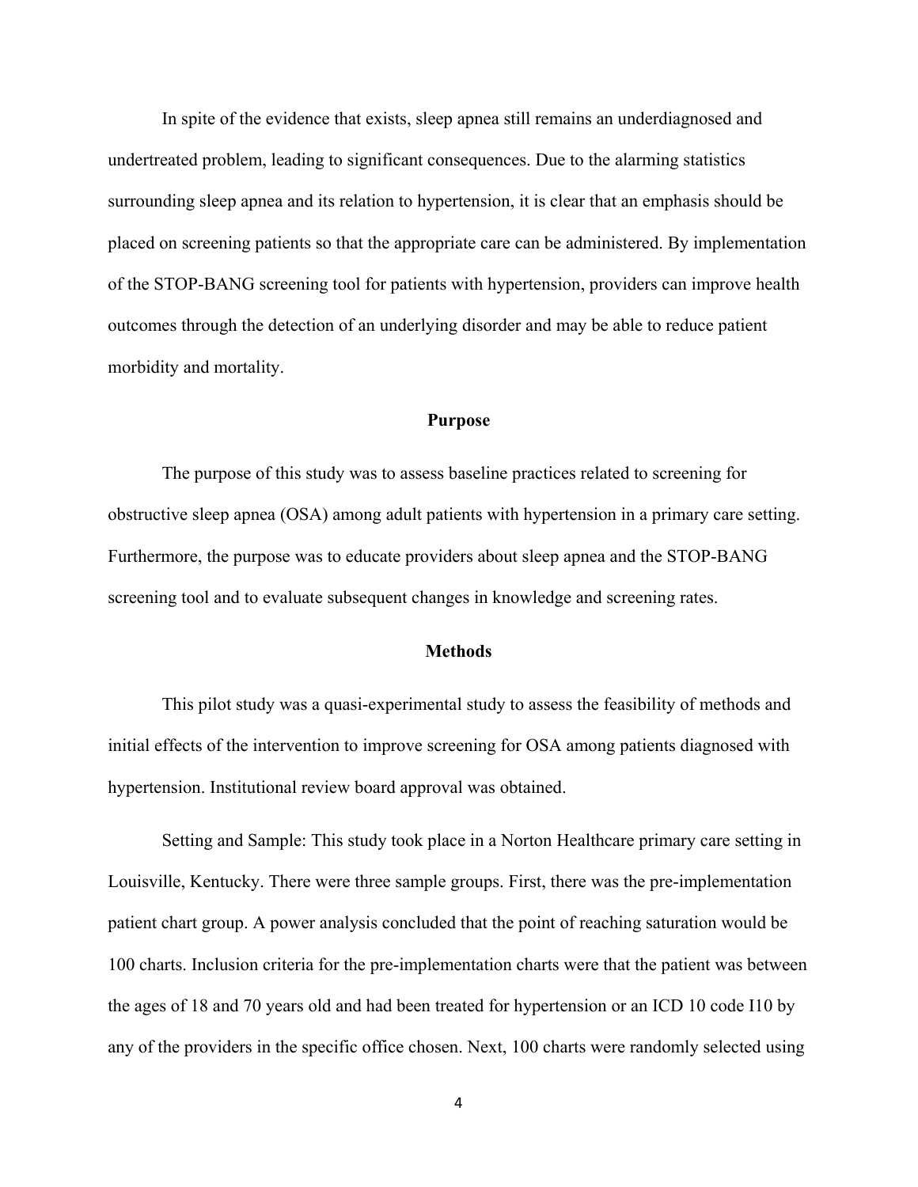In spite of the evidence that exists, sleep apnea still remains an underdiagnosed and undertreated problem, leading to significant consequences. Due to the alarming statistics surrounding sleep apnea and its relation to hypertension, it is clear that an emphasis should be placed on screening patients so that the appropriate care can be administered. By implementation of the STOP-BANG screening tool for patients with hypertension, providers can improve health outcomes through the detection of an underlying disorder and may be able to reduce patient morbidity and mortality.

## Purpose

The purpose of this study was to assess baseline practices related to screening for obstructive sleep apnea (OSA) among adult patients with hypertension in a primary care setting. Furthermore, the purpose was to educate providers about sleep apnea and the STOP-BANG screening tool and to evaluate subsequent changes in knowledge and screening rates.

## Methods

This pilot study was a quasi-experimental study to assess the feasibility of methods and initial effects of the intervention to improve screening for OSA among patients diagnosed with hypertension. Institutional review board approval was obtained.

Setting and Sample: This study took place in a Norton Healthcare primary care setting in Louisville, Kentucky. There were three sample groups. First, there was the pre-implementation patient chart group. A power analysis concluded that the point of reaching saturation would be 100 charts. Inclusion criteria for the pre-implementation charts were that the patient was between the ages of 18 and 70 years old and had been treated for hypertension or an ICD 10 code I10 by any of the providers in the specific office chosen. Next, 100 charts were randomly selected using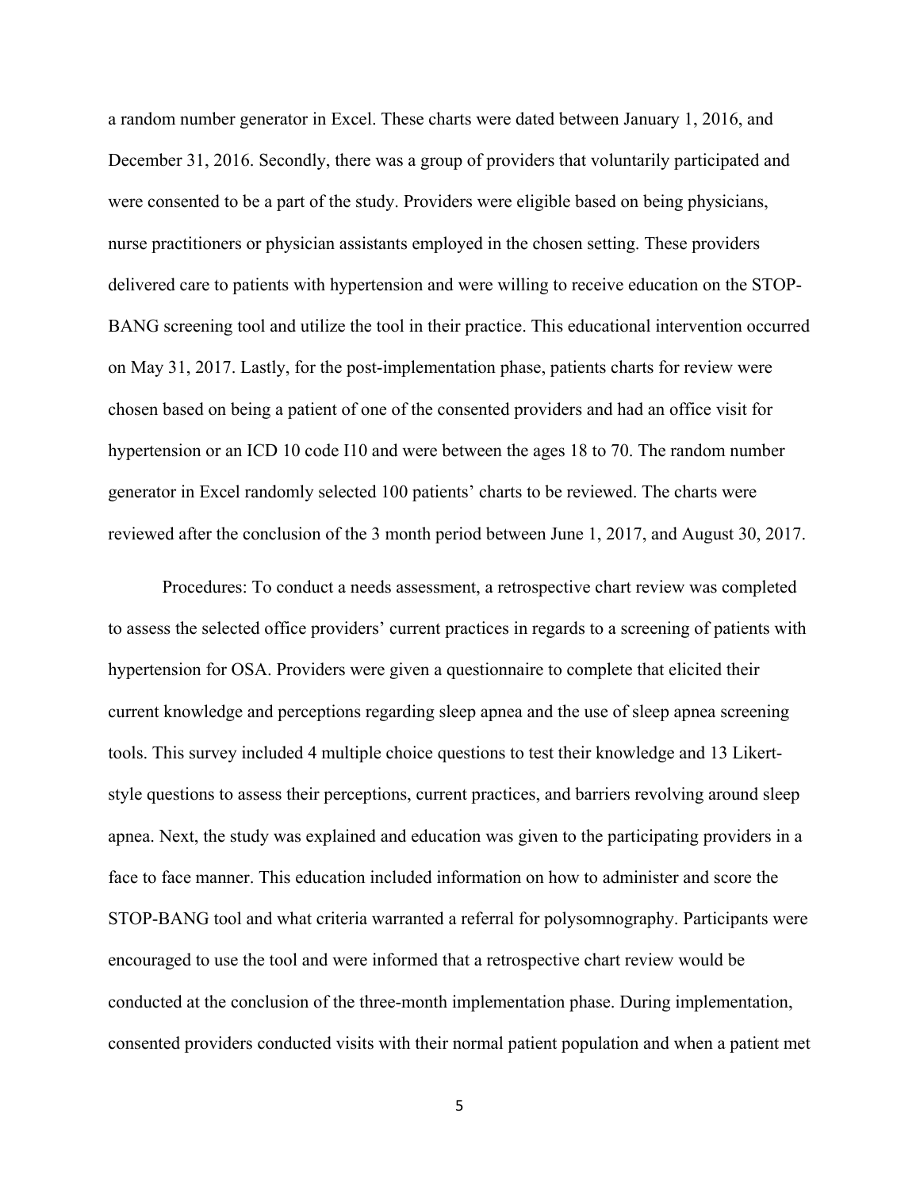a random number generator in Excel. These charts were dated between January 1, 2016, and December 31, 2016. Secondly, there was a group of providers that voluntarily participated and were consented to be a part of the study. Providers were eligible based on being physicians, nurse practitioners or physician assistants employed in the chosen setting. These providers delivered care to patients with hypertension and were willing to receive education on the STOP-BANG screening tool and utilize the tool in their practice. This educational intervention occurred on May 31, 2017. Lastly, for the post-implementation phase, patients charts for review were chosen based on being a patient of one of the consented providers and had an office visit for hypertension or an ICD 10 code I10 and were between the ages 18 to 70. The random number generator in Excel randomly selected 100 patients' charts to be reviewed. The charts were reviewed after the conclusion of the 3 month period between June 1, 2017, and August 30, 2017.

Procedures: To conduct a needs assessment, a retrospective chart review was completed to assess the selected office providers' current practices in regards to a screening of patients with hypertension for OSA. Providers were given a questionnaire to complete that elicited their current knowledge and perceptions regarding sleep apnea and the use of sleep apnea screening tools. This survey included 4 multiple choice questions to test their knowledge and 13 Likert-style questions to assess their perceptions, current practices, and barriers revolving around sleep apnea. Next, the study was explained and education was given to the participating providers in a face to face manner. This education included information on how to administer and score the STOP-BANG tool and what criteria warranted a referral for polysomnography. Participants were encouraged to use the tool and were informed that a retrospective chart review would be conducted at the conclusion of the three-month implementation phase. During implementation, consented providers conducted visits with their normal patient population and when a patient met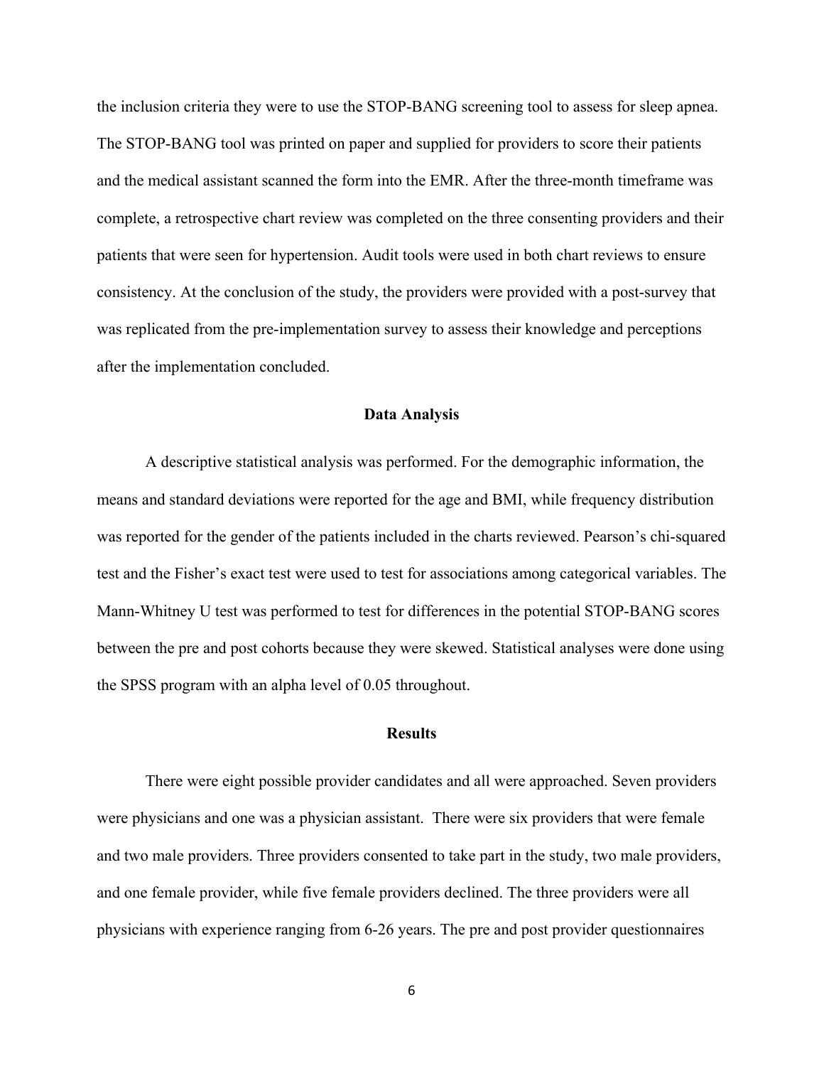the inclusion criteria they were to use the STOP-BANG screening tool to assess for sleep apnea. The STOP-BANG tool was printed on paper and supplied for providers to score their patients and the medical assistant scanned the form into the EMR. After the three-month timeframe was complete, a retrospective chart review was completed on the three consenting providers and their patients that were seen for hypertension. Audit tools were used in both chart reviews to ensure consistency. At the conclusion of the study, the providers were provided with a post-survey that was replicated from the pre-implementation survey to assess their knowledge and perceptions after the implementation concluded.

## Data Analysis

A descriptive statistical analysis was performed. For the demographic information, the means and standard deviations were reported for the age and BMI, while frequency distribution was reported for the gender of the patients included in the charts reviewed. Pearson's chi-squared test and the Fisher's exact test were used to test for associations among categorical variables. The Mann-Whitney U test was performed to test for differences in the potential STOP-BANG scores between the pre and post cohorts because they were skewed. Statistical analyses were done using the SPSS program with an alpha level of 0.05 throughout.

## Results

There were eight possible provider candidates and all were approached. Seven providers were physicians and one was a physician assistant. There were six providers that were female and two male providers. Three providers consented to take part in the study, two male providers, and one female provider, while five female providers declined. The three providers were all physicians with experience ranging from 6-26 years. The pre and post provider questionnaires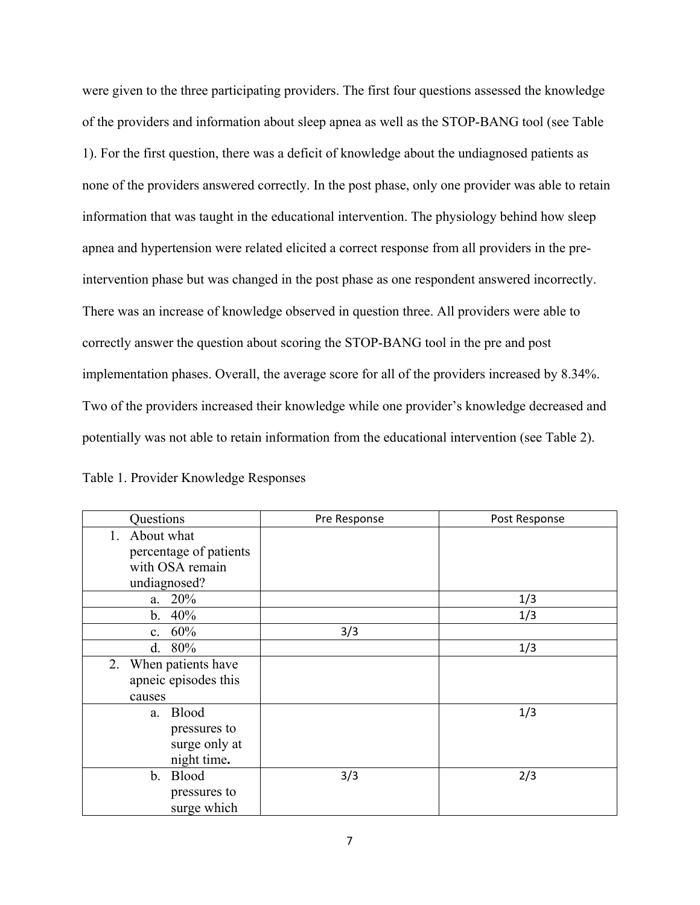were given to the three participating providers. The first four questions assessed the knowledge of the providers and information about sleep apnea as well as the STOP-BANG tool (see Table 1). For the first question, there was a deficit of knowledge about the undiagnosed patients as none of the providers answered correctly. In the post phase, only one provider was able to retain information that was taught in the educational intervention. The physiology behind how sleep apnea and hypertension were related elicited a correct response from all providers in the pre-intervention phase but was changed in the post phase as one respondent answered incorrectly. There was an increase of knowledge observed in question three. All providers were able to correctly answer the question about scoring the STOP-BANG tool in the pre and post implementation phases. Overall, the average score for all of the providers increased by 8.34%. Two of the providers increased their knowledge while one provider's knowledge decreased and potentially was not able to retain information from the educational intervention (see Table 2).

Table 1. Provider Knowledge Responses

| Questions | Pre Response | Post Response |
|---|---|---|
| 1. About what percentage of patients with OSA remain undiagnosed? | | |
| a. 20% | | 1/3 |
| b. 40% | | 1/3 |
| c. 60% | 3/3 | |
| d. 80% | | 1/3 |
| 2. When patients have apneic episodes this causes | | |
| a. Blood pressures to surge only at night time. | | 1/3 |
| b. Blood pressures to surge which | 3/3 | 2/3 |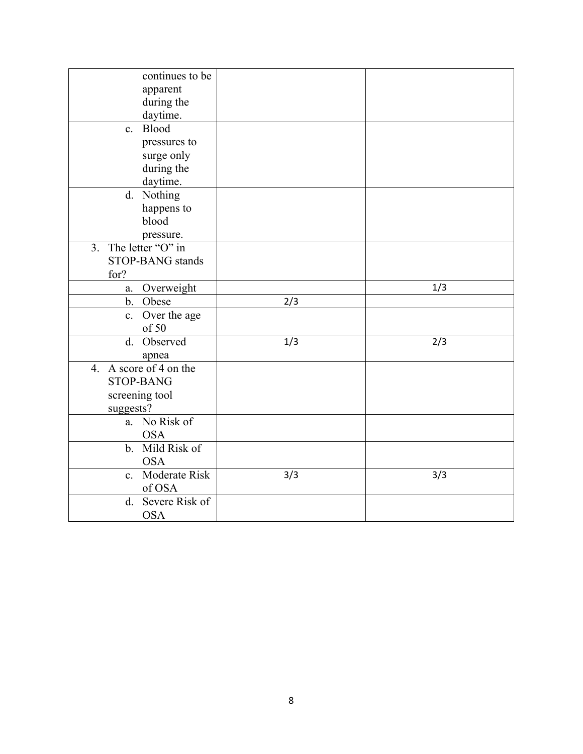| | | |
|---|---|---|
| continues to be apparent during the daytime. | | |
| c. Blood pressures to surge only during the daytime. | | |
| d. Nothing happens to blood pressure. | | |
| 3. The letter "O" in STOP-BANG stands for? | | |
| a. Overweight | | 1/3 |
| b. Obese | 2/3 | |
| c. Over the age of 50 | | |
| d. Observed apnea | 1/3 | 2/3 |
| 4. A score of 4 on the STOP-BANG screening tool suggests? | | |
| a. No Risk of OSA | | |
| b. Mild Risk of OSA | | |
| c. Moderate Risk of OSA | 3/3 | 3/3 |
| d. Severe Risk of OSA | | |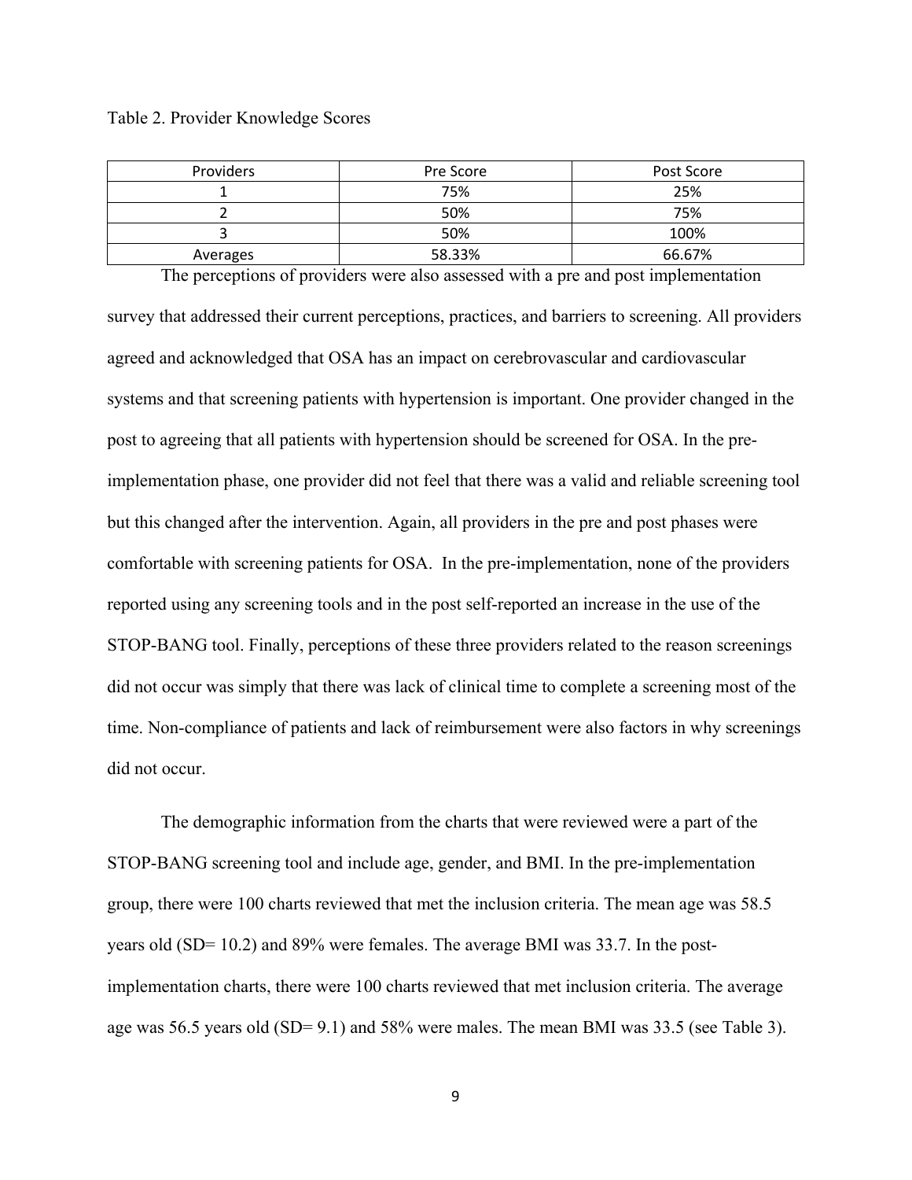Table 2. Provider Knowledge Scores

| Providers | Pre Score | Post Score |
| --- | --- | --- |
| 1 | 75% | 25% |
| 2 | 50% | 75% |
| 3 | 50% | 100% |
| Averages | 58.33% | 66.67% |

The perceptions of providers were also assessed with a pre and post implementation survey that addressed their current perceptions, practices, and barriers to screening. All providers agreed and acknowledged that OSA has an impact on cerebrovascular and cardiovascular systems and that screening patients with hypertension is important. One provider changed in the post to agreeing that all patients with hypertension should be screened for OSA. In the pre-implementation phase, one provider did not feel that there was a valid and reliable screening tool but this changed after the intervention. Again, all providers in the pre and post phases were comfortable with screening patients for OSA. In the pre-implementation, none of the providers reported using any screening tools and in the post self-reported an increase in the use of the STOP-BANG tool. Finally, perceptions of these three providers related to the reason screenings did not occur was simply that there was lack of clinical time to complete a screening most of the time. Non-compliance of patients and lack of reimbursement were also factors in why screenings did not occur.

The demographic information from the charts that were reviewed were a part of the STOP-BANG screening tool and include age, gender, and BMI. In the pre-implementation group, there were 100 charts reviewed that met the inclusion criteria. The mean age was 58.5 years old (SD= 10.2) and 89% were females. The average BMI was 33.7. In the post-implementation charts, there were 100 charts reviewed that met inclusion criteria. The average age was 56.5 years old (SD= 9.1) and 58% were males. The mean BMI was 33.5 (see Table 3).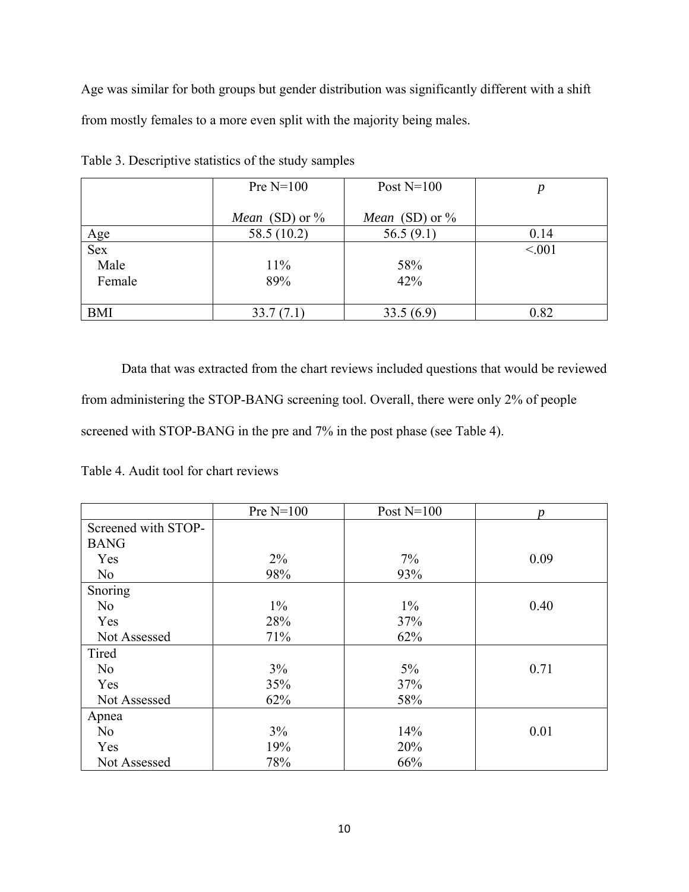Age was similar for both groups but gender distribution was significantly different with a shift from mostly females to a more even split with the majority being males.

Table 3. Descriptive statistics of the study samples

| | Pre N=100<br>*Mean* (SD) or % | Post N=100<br>*Mean* (SD) or % | *p* |
|---|---|---|---|
| Age | 58.5 (10.2) | 56.5 (9.1) | 0.14 |
| Sex | | | <.001 |
| Male | 11% | 58% | |
| Female | 89% | 42% | |
| BMI | 33.7 (7.1) | 33.5 (6.9) | 0.82 |

Data that was extracted from the chart reviews included questions that would be reviewed from administering the STOP-BANG screening tool. Overall, there were only 2% of people screened with STOP-BANG in the pre and 7% in the post phase (see Table 4).

Table 4. Audit tool for chart reviews

| | Pre N=100 | Post N=100 | *p* |
|---|---|---|---|
| Screened with STOP-BANG | | | |
| Yes | 2% | 7% | 0.09 |
| No | 98% | 93% | |
| Snoring | | | |
| No | 1% | 1% | 0.40 |
| Yes | 28% | 37% | |
| Not Assessed | 71% | 62% | |
| Tired | | | |
| No | 3% | 5% | 0.71 |
| Yes | 35% | 37% | |
| Not Assessed | 62% | 58% | |
| Apnea | | | |
| No | 3% | 14% | 0.01 |
| Yes | 19% | 20% | |
| Not Assessed | 78% | 66% | |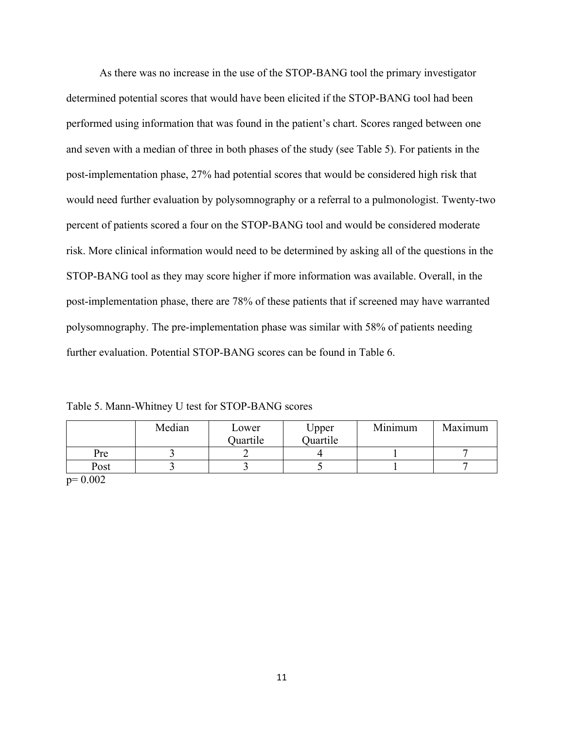As there was no increase in the use of the STOP-BANG tool the primary investigator determined potential scores that would have been elicited if the STOP-BANG tool had been performed using information that was found in the patient's chart. Scores ranged between one and seven with a median of three in both phases of the study (see Table 5). For patients in the post-implementation phase, 27% had potential scores that would be considered high risk that would need further evaluation by polysomnography or a referral to a pulmonologist. Twenty-two percent of patients scored a four on the STOP-BANG tool and would be considered moderate risk. More clinical information would need to be determined by asking all of the questions in the STOP-BANG tool as they may score higher if more information was available. Overall, in the post-implementation phase, there are 78% of these patients that if screened may have warranted polysomnography. The pre-implementation phase was similar with 58% of patients needing further evaluation. Potential STOP-BANG scores can be found in Table 6.

Table 5. Mann-Whitney U test for STOP-BANG scores

| | Median | Lower Quartile | Upper Quartile | Minimum | Maximum |
|---|---|---|---|---|---|
| Pre | 3 | 2 | 4 | 1 | 7 |
| Post | 3 | 3 | 5 | 1 | 7 |

$p = 0.002$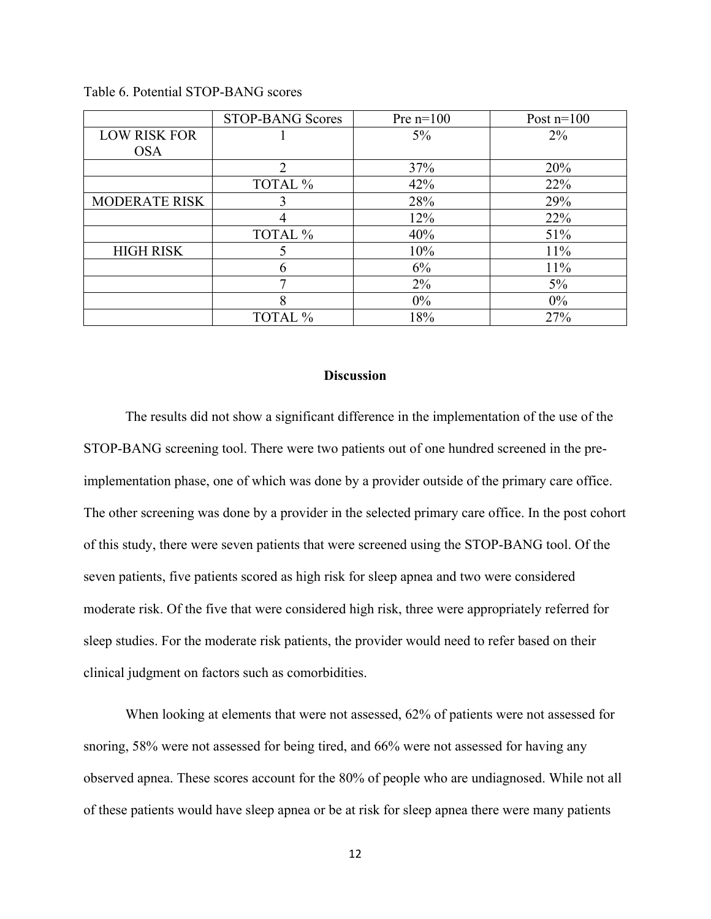Table 6. Potential STOP-BANG scores

| | STOP-BANG Scores | Pre n=100 | Post n=100 |
|---|---|---|---|
| LOW RISK FOR OSA | 1 | 5% | 2% |
| | 2 | 37% | 20% |
| | TOTAL % | 42% | 22% |
| MODERATE RISK | 3 | 28% | 29% |
| | 4 | 12% | 22% |
| | TOTAL % | 40% | 51% |
| HIGH RISK | 5 | 10% | 11% |
| | 6 | 6% | 11% |
| | 7 | 2% | 5% |
| | 8 | 0% | 0% |
| | TOTAL % | 18% | 27% |

## Discussion

The results did not show a significant difference in the implementation of the use of the STOP-BANG screening tool. There were two patients out of one hundred screened in the pre-implementation phase, one of which was done by a provider outside of the primary care office. The other screening was done by a provider in the selected primary care office. In the post cohort of this study, there were seven patients that were screened using the STOP-BANG tool. Of the seven patients, five patients scored as high risk for sleep apnea and two were considered moderate risk. Of the five that were considered high risk, three were appropriately referred for sleep studies. For the moderate risk patients, the provider would need to refer based on their clinical judgment on factors such as comorbidities.

When looking at elements that were not assessed, 62% of patients were not assessed for snoring, 58% were not assessed for being tired, and 66% were not assessed for having any observed apnea. These scores account for the 80% of people who are undiagnosed. While not all of these patients would have sleep apnea or be at risk for sleep apnea there were many patients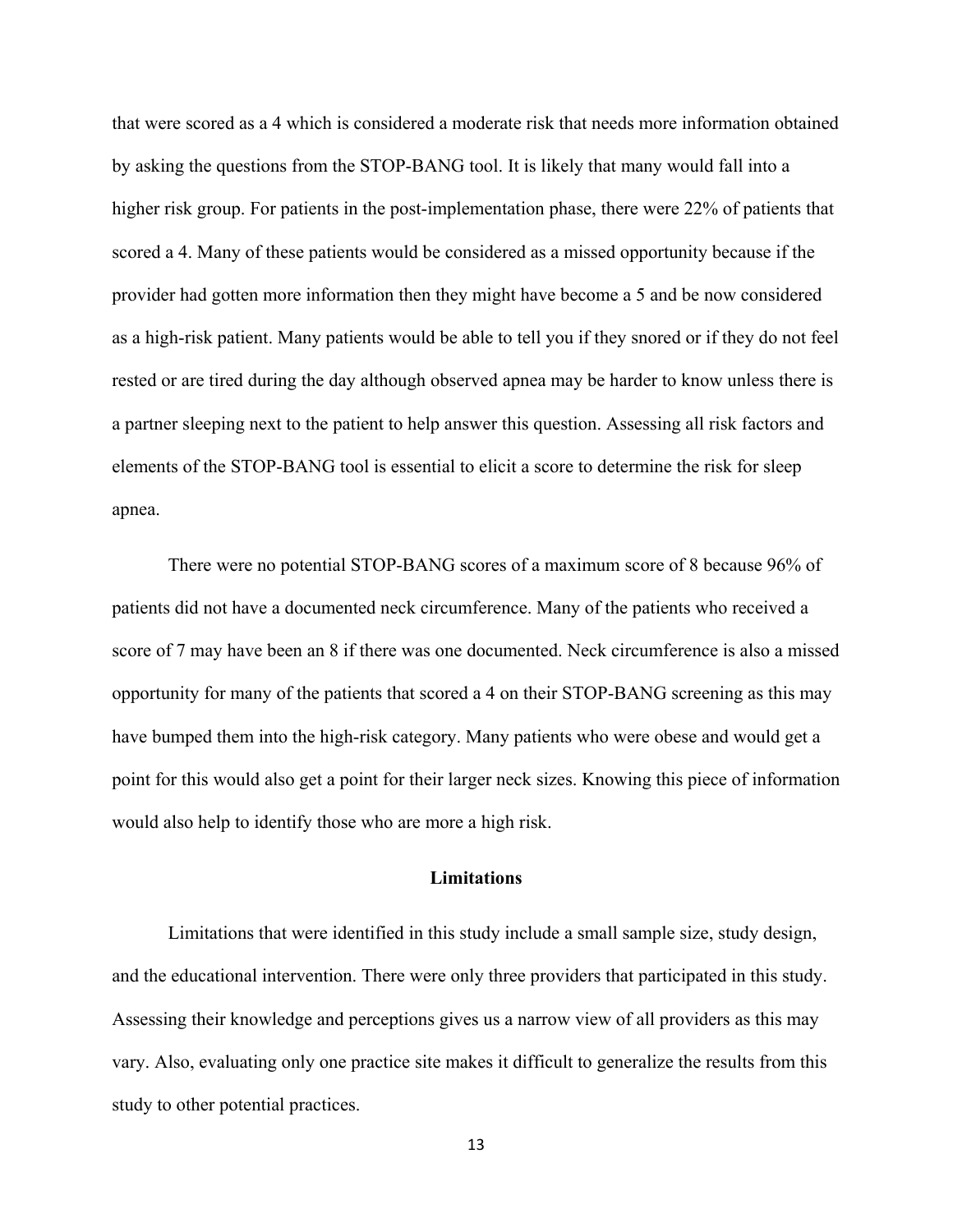that were scored as a 4 which is considered a moderate risk that needs more information obtained by asking the questions from the STOP-BANG tool. It is likely that many would fall into a higher risk group. For patients in the post-implementation phase, there were 22% of patients that scored a 4. Many of these patients would be considered as a missed opportunity because if the provider had gotten more information then they might have become a 5 and be now considered as a high-risk patient. Many patients would be able to tell you if they snored or if they do not feel rested or are tired during the day although observed apnea may be harder to know unless there is a partner sleeping next to the patient to help answer this question. Assessing all risk factors and elements of the STOP-BANG tool is essential to elicit a score to determine the risk for sleep apnea.

There were no potential STOP-BANG scores of a maximum score of 8 because 96% of patients did not have a documented neck circumference. Many of the patients who received a score of 7 may have been an 8 if there was one documented. Neck circumference is also a missed opportunity for many of the patients that scored a 4 on their STOP-BANG screening as this may have bumped them into the high-risk category. Many patients who were obese and would get a point for this would also get a point for their larger neck sizes. Knowing this piece of information would also help to identify those who are more a high risk.

## Limitations

Limitations that were identified in this study include a small sample size, study design, and the educational intervention. There were only three providers that participated in this study. Assessing their knowledge and perceptions gives us a narrow view of all providers as this may vary. Also, evaluating only one practice site makes it difficult to generalize the results from this study to other potential practices.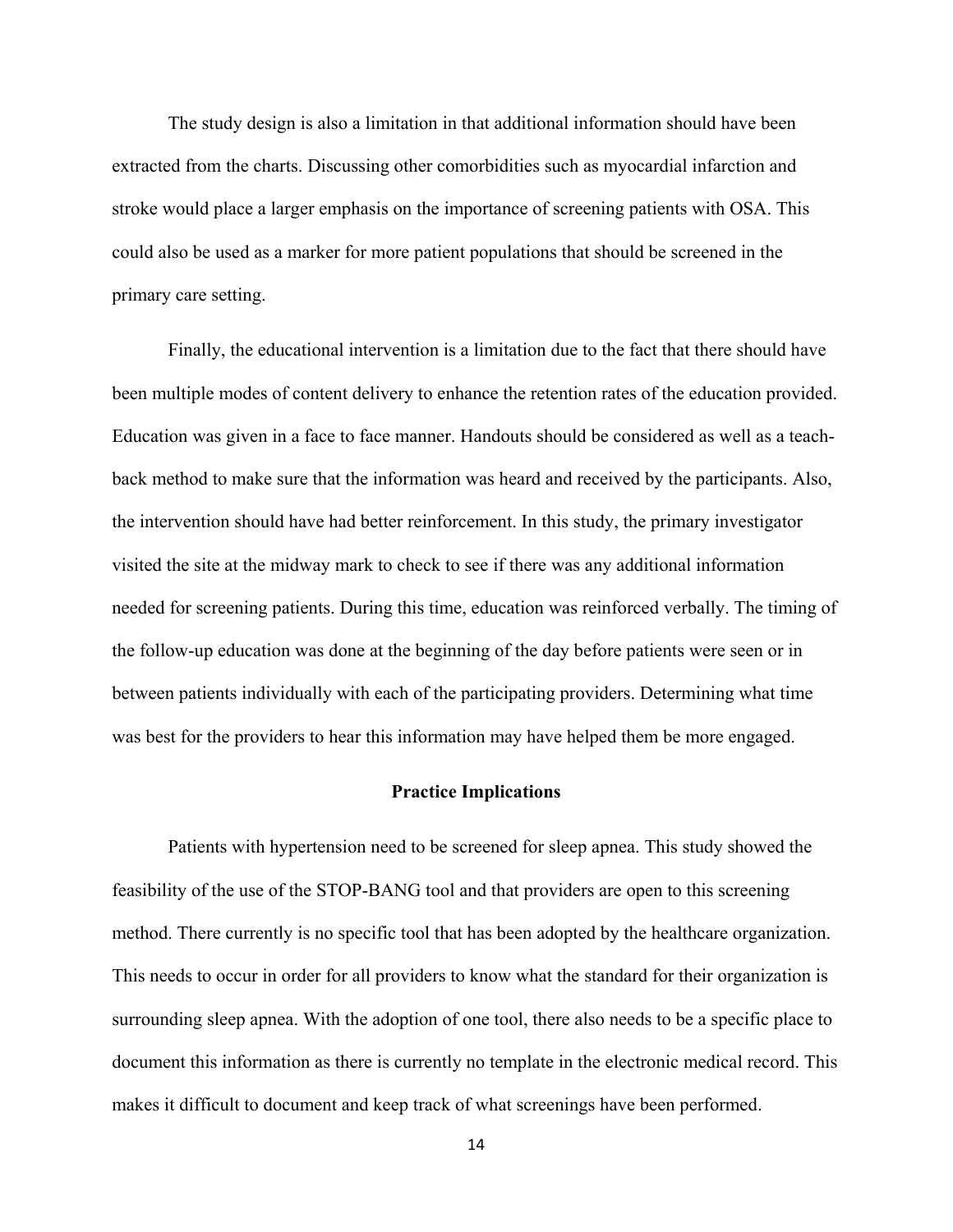The study design is also a limitation in that additional information should have been extracted from the charts. Discussing other comorbidities such as myocardial infarction and stroke would place a larger emphasis on the importance of screening patients with OSA. This could also be used as a marker for more patient populations that should be screened in the primary care setting.

Finally, the educational intervention is a limitation due to the fact that there should have been multiple modes of content delivery to enhance the retention rates of the education provided. Education was given in a face to face manner. Handouts should be considered as well as a teach-back method to make sure that the information was heard and received by the participants. Also, the intervention should have had better reinforcement. In this study, the primary investigator visited the site at the midway mark to check to see if there was any additional information needed for screening patients. During this time, education was reinforced verbally. The timing of the follow-up education was done at the beginning of the day before patients were seen or in between patients individually with each of the participating providers. Determining what time was best for the providers to hear this information may have helped them be more engaged.

## Practice Implications

Patients with hypertension need to be screened for sleep apnea. This study showed the feasibility of the use of the STOP-BANG tool and that providers are open to this screening method. There currently is no specific tool that has been adopted by the healthcare organization. This needs to occur in order for all providers to know what the standard for their organization is surrounding sleep apnea. With the adoption of one tool, there also needs to be a specific place to document this information as there is currently no template in the electronic medical record. This makes it difficult to document and keep track of what screenings have been performed.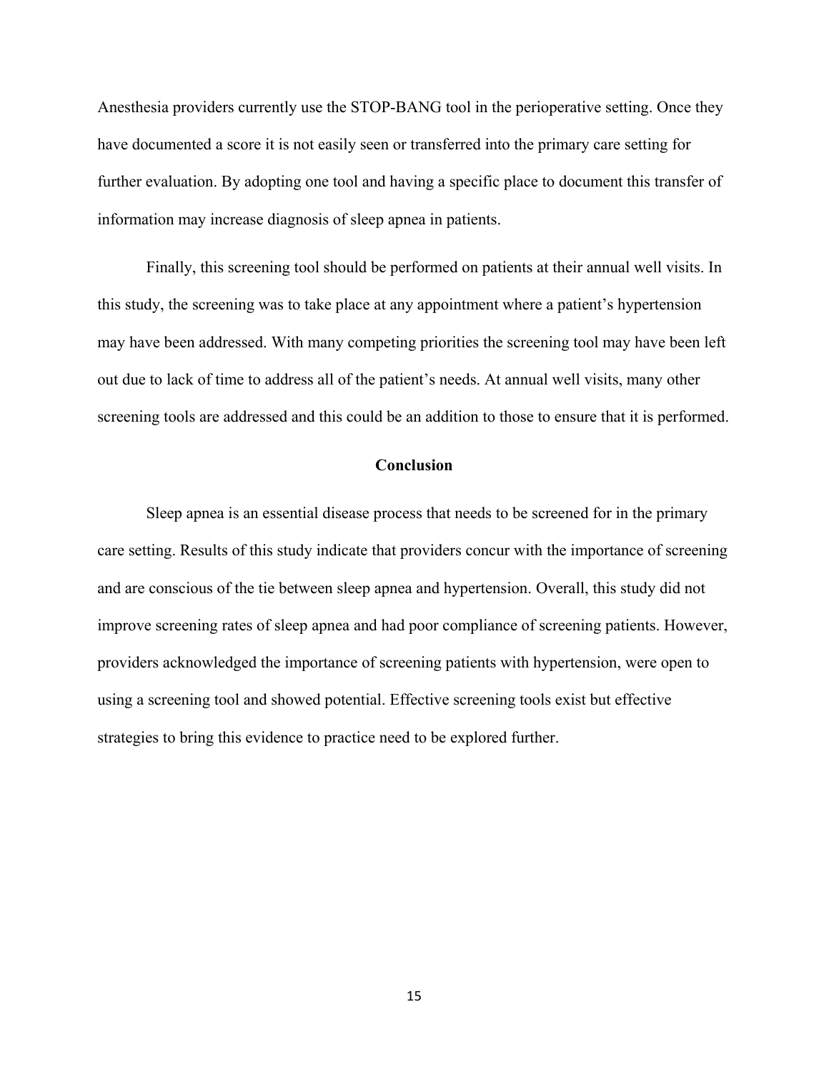Anesthesia providers currently use the STOP-BANG tool in the perioperative setting. Once they have documented a score it is not easily seen or transferred into the primary care setting for further evaluation. By adopting one tool and having a specific place to document this transfer of information may increase diagnosis of sleep apnea in patients.

Finally, this screening tool should be performed on patients at their annual well visits. In this study, the screening was to take place at any appointment where a patient's hypertension may have been addressed. With many competing priorities the screening tool may have been left out due to lack of time to address all of the patient's needs. At annual well visits, many other screening tools are addressed and this could be an addition to those to ensure that it is performed.

## Conclusion

Sleep apnea is an essential disease process that needs to be screened for in the primary care setting. Results of this study indicate that providers concur with the importance of screening and are conscious of the tie between sleep apnea and hypertension. Overall, this study did not improve screening rates of sleep apnea and had poor compliance of screening patients. However, providers acknowledged the importance of screening patients with hypertension, were open to using a screening tool and showed potential. Effective screening tools exist but effective strategies to bring this evidence to practice need to be explored further.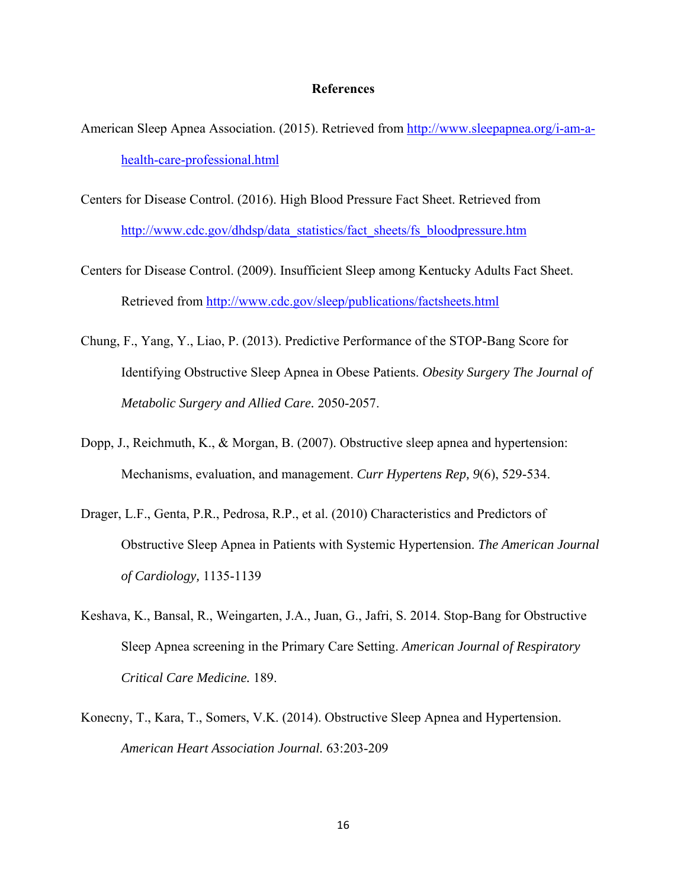## References

American Sleep Apnea Association. (2015). Retrieved from http://www.sleepapnea.org/i-am-a-health-care-professional.html

Centers for Disease Control. (2016). High Blood Pressure Fact Sheet. Retrieved from http://www.cdc.gov/dhdsp/data_statistics/fact_sheets/fs_bloodpressure.htm

Centers for Disease Control. (2009). Insufficient Sleep among Kentucky Adults Fact Sheet. Retrieved from http://www.cdc.gov/sleep/publications/factsheets.html

Chung, F., Yang, Y., Liao, P. (2013). Predictive Performance of the STOP-Bang Score for Identifying Obstructive Sleep Apnea in Obese Patients. *Obesity Surgery The Journal of Metabolic Surgery and Allied Care.* 2050-2057.

Dopp, J., Reichmuth, K., & Morgan, B. (2007). Obstructive sleep apnea and hypertension: Mechanisms, evaluation, and management. *Curr Hypertens Rep, 9*(6), 529-534.

Drager, L.F., Genta, P.R., Pedrosa, R.P., et al. (2010) Characteristics and Predictors of Obstructive Sleep Apnea in Patients with Systemic Hypertension. *The American Journal of Cardiology,* 1135-1139

Keshava, K., Bansal, R., Weingarten, J.A., Juan, G., Jafri, S. 2014. Stop-Bang for Obstructive Sleep Apnea screening in the Primary Care Setting. *American Journal of Respiratory Critical Care Medicine.* 189.

Konecny, T., Kara, T., Somers, V.K. (2014). Obstructive Sleep Apnea and Hypertension. *American Heart Association Journal.* 63:203-209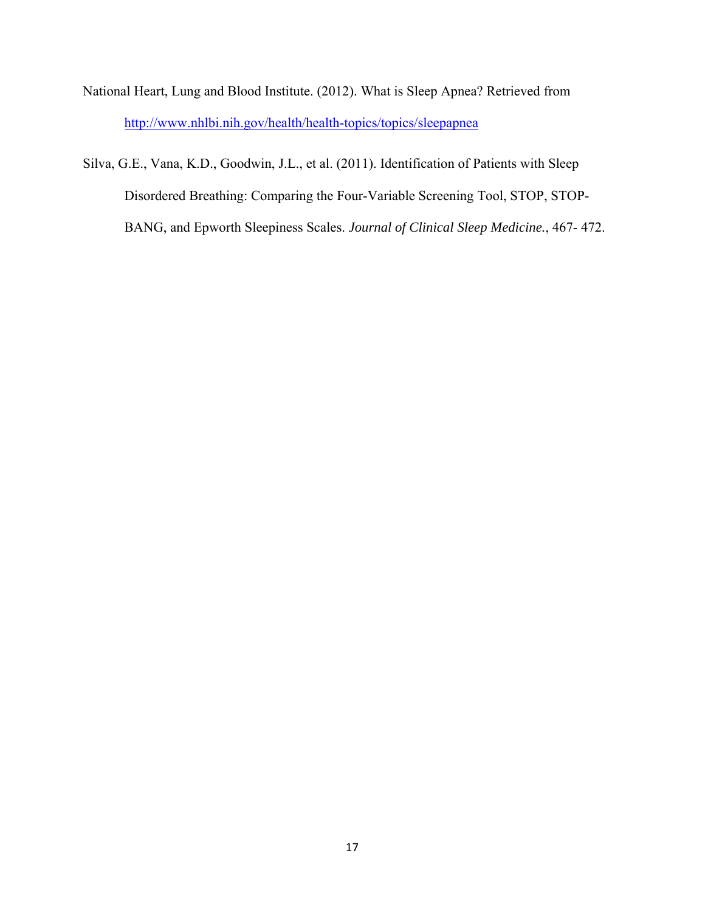National Heart, Lung and Blood Institute. (2012). What is Sleep Apnea? Retrieved from http://www.nhlbi.nih.gov/health/health-topics/topics/sleepapnea

Silva, G.E., Vana, K.D., Goodwin, J.L., et al. (2011). Identification of Patients with Sleep Disordered Breathing: Comparing the Four-Variable Screening Tool, STOP, STOP-BANG, and Epworth Sleepiness Scales. *Journal of Clinical Sleep Medicine.*, 467- 472.